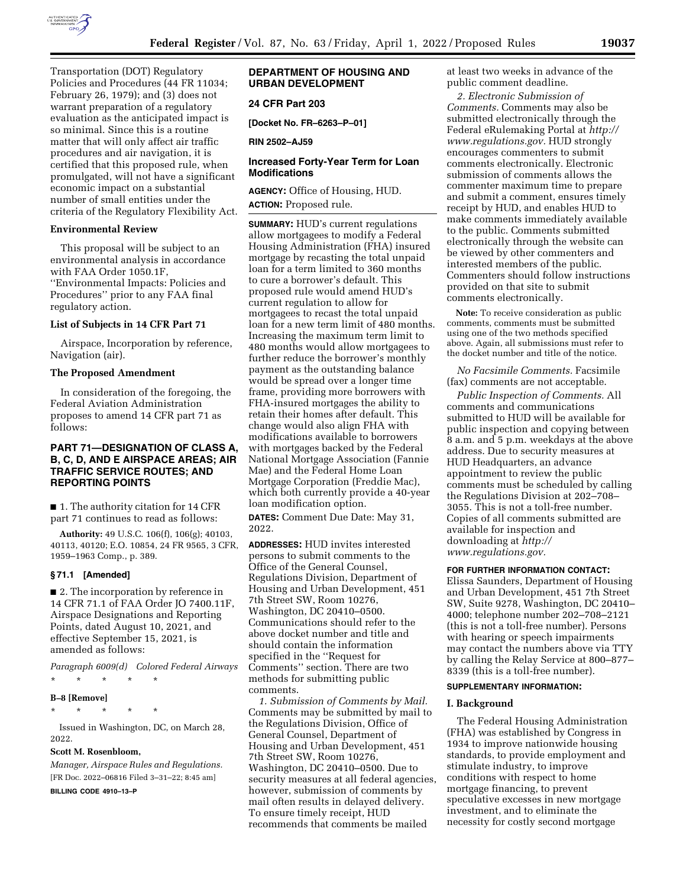Transportation (DOT) Regulatory Policies and Procedures (44 FR 11034; February 26, 1979); and (3) does not warrant preparation of a regulatory evaluation as the anticipated impact is so minimal. Since this is a routine matter that will only affect air traffic procedures and air navigation, it is certified that this proposed rule, when promulgated, will not have a significant economic impact on a substantial number of small entities under the criteria of the Regulatory Flexibility Act.

**Environmental Review**

This proposal will be subject to an environmental analysis in accordance with FAA Order 1050.1F, ''Environmental Impacts: Policies and Procedures'' prior to any FAA final regulatory action.

**List of Subjects in 14 CFR Part 71**

Airspace, Incorporation by reference, Navigation (air).

**The Proposed Amendment**

In consideration of the foregoing, the Federal Aviation Administration proposes to amend 14 CFR part 71 as follows:

## PART 71—DESIGNATION OF CLASS A, B, C, D, AND E AIRSPACE AREAS; AIR TRAFFIC SERVICE ROUTES; AND REPORTING POINTS

■ 1. The authority citation for 14 CFR part 71 continues to read as follows:

**Authority:** 49 U.S.C. 106(f), 106(g); 40103, 40113, 40120; E.O. 10854, 24 FR 9565, 3 CFR, 1959–1963 Comp., p. 389.

**§ 71.1 [Amended]**

■ 2. The incorporation by reference in 14 CFR 71.1 of FAA Order JO 7400.11F, Airspace Designations and Reporting Points, dated August 10, 2021, and effective September 15, 2021, is amended as follows:

*Paragraph 6009(d) Colored Federal Airways*

\* \* \* \* \*

**B–8 [Remove]**

\* \* \* \* \*

Issued in Washington, DC, on March 28, 2022.

**Scott M. Rosenbloom,**

*Manager, Airspace Rules and Regulations.*

[FR Doc. 2022–06816 Filed 3–31–22; 8:45 am]

**BILLING CODE 4910–13–P**

## DEPARTMENT OF HOUSING AND URBAN DEVELOPMENT

**24 CFR Part 203**

**[Docket No. FR–6263–P–01]**

**RIN 2502–AJ59**

## Increased Forty-Year Term for Loan Modifications

**AGENCY:** Office of Housing, HUD.

**ACTION:** Proposed rule.

**SUMMARY:** HUD's current regulations allow mortgagees to modify a Federal Housing Administration (FHA) insured mortgage by recasting the total unpaid loan for a term limited to 360 months to cure a borrower's default. This proposed rule would amend HUD's current regulation to allow for mortgagees to recast the total unpaid loan for a new term limit of 480 months. Increasing the maximum term limit to 480 months would allow mortgagees to further reduce the borrower's monthly payment as the outstanding balance would be spread over a longer time frame, providing more borrowers with FHA-insured mortgages the ability to retain their homes after default. This change would also align FHA with modifications available to borrowers with mortgages backed by the Federal National Mortgage Association (Fannie Mae) and the Federal Home Loan Mortgage Corporation (Freddie Mac), which both currently provide a 40-year loan modification option.

**DATES:** Comment Due Date: May 31, 2022.

**ADDRESSES:** HUD invites interested persons to submit comments to the Office of the General Counsel, Regulations Division, Department of Housing and Urban Development, 451 7th Street SW, Room 10276, Washington, DC 20410–0500. Communications should refer to the above docket number and title and should contain the information specified in the ''Request for Comments'' section. There are two methods for submitting public comments.

*1. Submission of Comments by Mail.* Comments may be submitted by mail to the Regulations Division, Office of General Counsel, Department of Housing and Urban Development, 451 7th Street SW, Room 10276, Washington, DC 20410–0500. Due to security measures at all federal agencies, however, submission of comments by mail often results in delayed delivery. To ensure timely receipt, HUD recommends that comments be mailed at least two weeks in advance of the public comment deadline.

*2. Electronic Submission of Comments.* Comments may also be submitted electronically through the Federal eRulemaking Portal at *http://www.regulations.gov.* HUD strongly encourages commenters to submit comments electronically. Electronic submission of comments allows the commenter maximum time to prepare and submit a comment, ensures timely receipt by HUD, and enables HUD to make comments immediately available to the public. Comments submitted electronically through the website can be viewed by other commenters and interested members of the public. Commenters should follow instructions provided on that site to submit comments electronically.

**Note:** To receive consideration as public comments, comments must be submitted using one of the two methods specified above. Again, all submissions must refer to the docket number and title of the notice.

*No Facsimile Comments.* Facsimile (fax) comments are not acceptable.

*Public Inspection of Comments.* All comments and communications submitted to HUD will be available for public inspection and copying between 8 a.m. and 5 p.m. weekdays at the above address. Due to security measures at HUD Headquarters, an advance appointment to review the public comments must be scheduled by calling the Regulations Division at 202–708–3055. This is not a toll-free number. Copies of all comments submitted are available for inspection and downloading at *http://www.regulations.gov.*

**FOR FURTHER INFORMATION CONTACT:** Elissa Saunders, Department of Housing and Urban Development, 451 7th Street SW, Suite 9278, Washington, DC 20410–4000; telephone number 202–708–2121 (this is not a toll-free number). Persons with hearing or speech impairments may contact the numbers above via TTY by calling the Relay Service at 800–877–8339 (this is a toll-free number).

**SUPPLEMENTARY INFORMATION:**

### I. Background

The Federal Housing Administration (FHA) was established by Congress in 1934 to improve nationwide housing standards, to provide employment and stimulate industry, to improve conditions with respect to home mortgage financing, to prevent speculative excesses in new mortgage investment, and to eliminate the necessity for costly second mortgage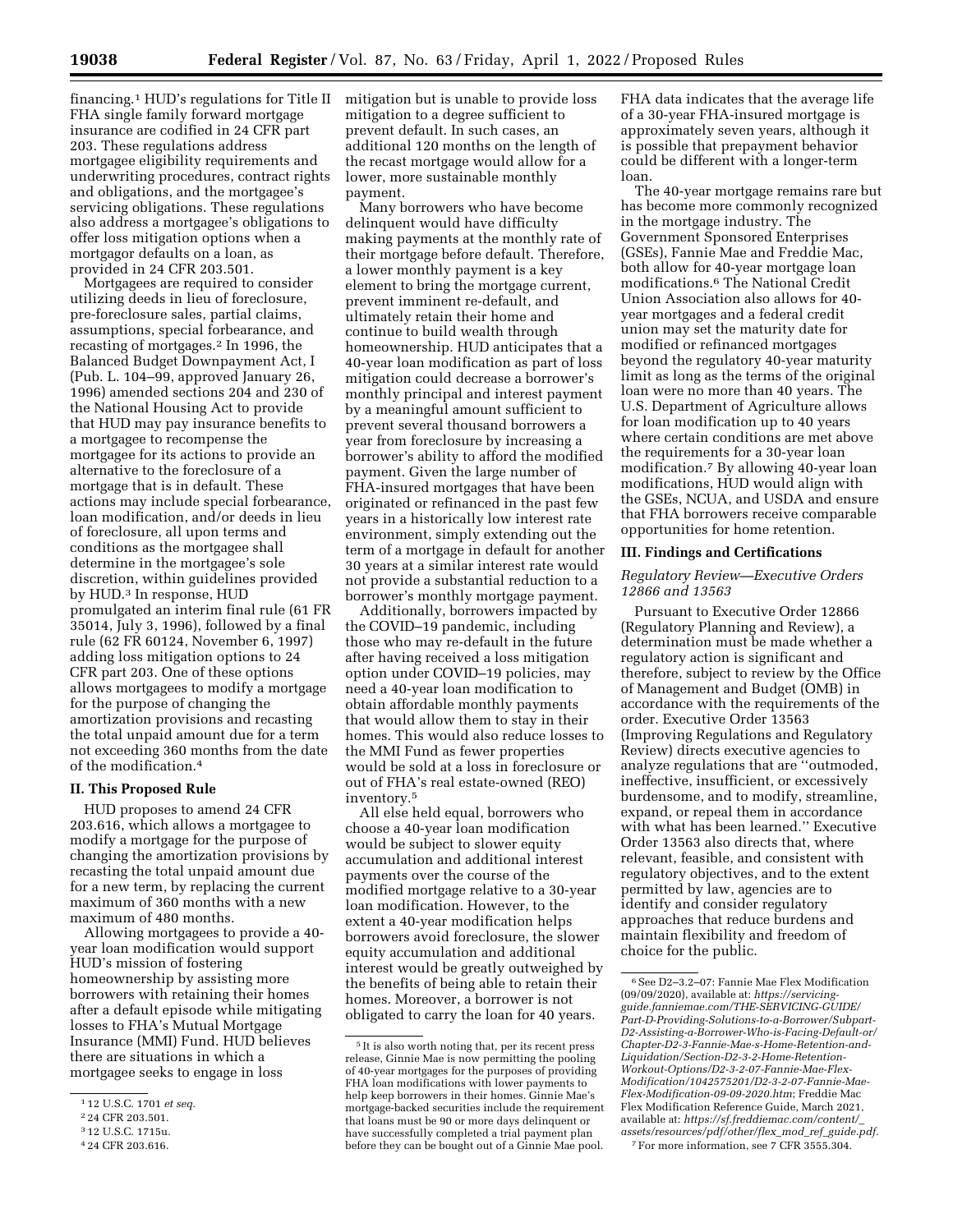financing.[1] HUD's regulations for Title II FHA single family forward mortgage insurance are codified in 24 CFR part 203. These regulations address mortgagee eligibility requirements and underwriting procedures, contract rights and obligations, and the mortgagee's servicing obligations. These regulations also address a mortgagee's obligations to offer loss mitigation options when a mortgagor defaults on a loan, as provided in 24 CFR 203.501.

Mortgagees are required to consider utilizing deeds in lieu of foreclosure, pre-foreclosure sales, partial claims, assumptions, special forbearance, and recasting of mortgages.[2] In 1996, the Balanced Budget Downpayment Act, I (Pub. L. 104–99, approved January 26, 1996) amended sections 204 and 230 of the National Housing Act to provide that HUD may pay insurance benefits to a mortgagee to recompense the mortgagee for its actions to provide an alternative to the foreclosure of a mortgage that is in default. These actions may include special forbearance, loan modification, and/or deeds in lieu of foreclosure, all upon terms and conditions as the mortgagee shall determine in the mortgagee's sole discretion, within guidelines provided by HUD.[3] In response, HUD promulgated an interim final rule (61 FR 35014, July 3, 1996), followed by a final rule (62 FR 60124, November 6, 1997) adding loss mitigation options to 24 CFR part 203. One of these options allows mortgagees to modify a mortgage for the purpose of changing the amortization provisions and recasting the total unpaid amount due for a term not exceeding 360 months from the date of the modification.[4]

## II. This Proposed Rule

HUD proposes to amend 24 CFR 203.616, which allows a mortgagee to modify a mortgage for the purpose of changing the amortization provisions by recasting the total unpaid amount due for a new term, by replacing the current maximum of 360 months with a new maximum of 480 months.

Allowing mortgagees to provide a 40-year loan modification would support HUD's mission of fostering homeownership by assisting more borrowers with retaining their homes after a default episode while mitigating losses to FHA's Mutual Mortgage Insurance (MMI) Fund. HUD believes there are situations in which a mortgagee seeks to engage in loss mitigation but is unable to provide loss mitigation to a degree sufficient to prevent default. In such cases, an additional 120 months on the length of the recast mortgage would allow for a lower, more sustainable monthly payment.

Many borrowers who have become delinquent would have difficulty making payments at the monthly rate of their mortgage before default. Therefore, a lower monthly payment is a key element to bring the mortgage current, prevent imminent re-default, and ultimately retain their home and continue to build wealth through homeownership. HUD anticipates that a 40-year loan modification as part of loss mitigation could decrease a borrower's monthly principal and interest payment by a meaningful amount sufficient to prevent several thousand borrowers a year from foreclosure by increasing a borrower's ability to afford the modified payment. Given the large number of FHA-insured mortgages that have been originated or refinanced in the past few years in a historically low interest rate environment, simply extending out the term of a mortgage in default for another 30 years at a similar interest rate would not provide a substantial reduction to a borrower's monthly mortgage payment.

Additionally, borrowers impacted by the COVID–19 pandemic, including those who may re-default in the future after having received a loss mitigation option under COVID–19 policies, may need a 40-year loan modification to obtain affordable monthly payments that would allow them to stay in their homes. This would also reduce losses to the MMI Fund as fewer properties would be sold at a loss in foreclosure or out of FHA's real estate-owned (REO) inventory.[5]

All else held equal, borrowers who choose a 40-year loan modification would be subject to slower equity accumulation and additional interest payments over the course of the modified mortgage relative to a 30-year loan modification. However, to the extent a 40-year modification helps borrowers avoid foreclosure, the slower equity accumulation and additional interest would be greatly outweighed by the benefits of being able to retain their homes. Moreover, a borrower is not obligated to carry the loan for 40 years. FHA data indicates that the average life of a 30-year FHA-insured mortgage is approximately seven years, although it is possible that prepayment behavior could be different with a longer-term loan.

The 40-year mortgage remains rare but has become more commonly recognized in the mortgage industry. The Government Sponsored Enterprises (GSEs), Fannie Mae and Freddie Mac, both allow for 40-year mortgage loan modifications.[6] The National Credit Union Association also allows for 40-year mortgages and a federal credit union may set the maturity date for modified or refinanced mortgages beyond the regulatory 40-year maturity limit as long as the terms of the original loan were no more than 40 years. The U.S. Department of Agriculture allows for loan modification up to 40 years where certain conditions are met above the requirements for a 30-year loan modification.[7] By allowing 40-year loan modifications, HUD would align with the GSEs, NCUA, and USDA and ensure that FHA borrowers receive comparable opportunities for home retention.

## III. Findings and Certifications

### *Regulatory Review—Executive Orders 12866 and 13563*

Pursuant to Executive Order 12866 (Regulatory Planning and Review), a determination must be made whether a regulatory action is significant and therefore, subject to review by the Office of Management and Budget (OMB) in accordance with the requirements of the order. Executive Order 13563 (Improving Regulations and Regulatory Review) directs executive agencies to analyze regulations that are "outmoded, ineffective, insufficient, or excessively burdensome, and to modify, streamline, expand, or repeal them in accordance with what has been learned." Executive Order 13563 also directs that, where relevant, feasible, and consistent with regulatory objectives, and to the extent permitted by law, agencies are to identify and consider regulatory approaches that reduce burdens and maintain flexibility and freedom of choice for the public.

---

[1] 12 U.S.C. 1701 *et seq.*

[2] 24 CFR 203.501.

[3] 12 U.S.C. 1715u.

[4] 24 CFR 203.616.

[5] It is also worth noting that, per its recent press release, Ginnie Mae is now permitting the pooling of 40-year mortgages for the purposes of providing FHA loan modifications with lower payments to help keep borrowers in their homes. Ginnie Mae's mortgage-backed securities include the requirement that loans must be 90 or more days delinquent or have successfully completed a trial payment plan before they can be bought out of a Ginnie Mae pool.

[6] See D2–3.2–07: Fannie Mae Flex Modification (09/09/2020), available at: *https://servicing-guide.fanniemae.com/THE-SERVICING-GUIDE/Part-D-Providing-Solutions-to-a-Borrower/Subpart-D2-Assisting-a-Borrower-Who-is-Facing-Default-or/Chapter-D2-3-Fannie-Mae-s-Home-Retention-and-Liquidation/Section-D2-3-2-Home-Retention-Workout-Options/D2-3-2-07-Fannie-Mae-Flex-Modification/1042575201/D2-3-2-07-Fannie-Mae-Flex-Modification-09-09-2020.htm*; Freddie Mac Flex Modification Reference Guide, March 2021, available at: *https://sf.freddiemac.com/content/_assets/resources/pdf/other/flex_mod_ref_guide.pdf*.

[7] For more information, see 7 CFR 3555.304.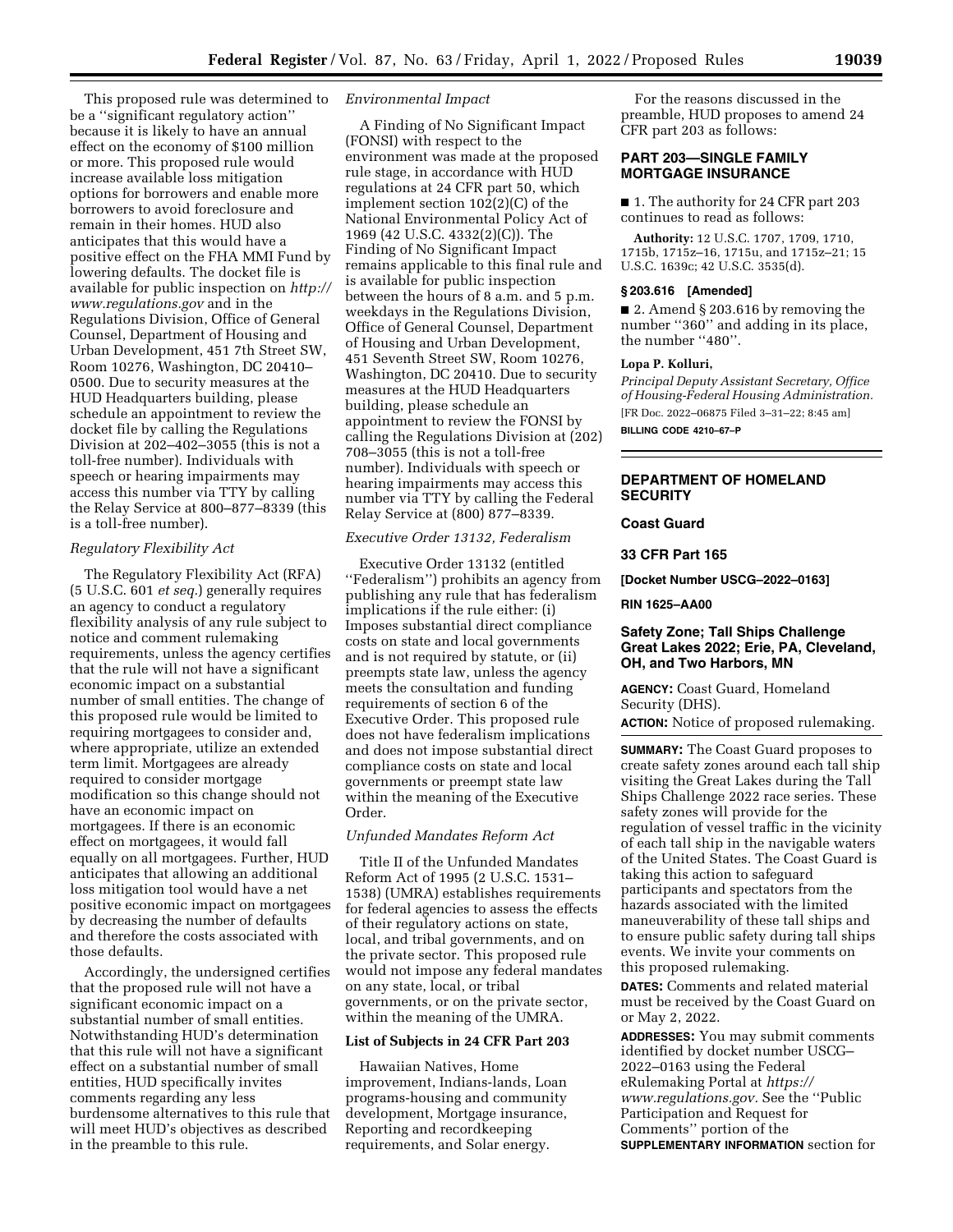This proposed rule was determined to be a ''significant regulatory action'' because it is likely to have an annual effect on the economy of $100 million or more. This proposed rule would increase available loss mitigation options for borrowers and enable more borrowers to avoid foreclosure and remain in their homes. HUD also anticipates that this would have a positive effect on the FHA MMI Fund by lowering defaults. The docket file is available for public inspection on *http://www.regulations.gov* and in the Regulations Division, Office of General Counsel, Department of Housing and Urban Development, 451 7th Street SW, Room 10276, Washington, DC 20410–0500. Due to security measures at the HUD Headquarters building, please schedule an appointment to review the docket file by calling the Regulations Division at 202–402–3055 (this is not a toll-free number). Individuals with speech or hearing impairments may access this number via TTY by calling the Relay Service at 800–877–8339 (this is a toll-free number).

*Regulatory Flexibility Act*

The Regulatory Flexibility Act (RFA) (5 U.S.C. 601 *et seq.*) generally requires an agency to conduct a regulatory flexibility analysis of any rule subject to notice and comment rulemaking requirements, unless the agency certifies that the rule will not have a significant economic impact on a substantial number of small entities. The change of this proposed rule would be limited to requiring mortgagees to consider and, where appropriate, utilize an extended term limit. Mortgagees are already required to consider mortgage modification so this change should not have an economic impact on mortgagees. If there is an economic effect on mortgagees, it would fall equally on all mortgagees. Further, HUD anticipates that allowing an additional loss mitigation tool would have a net positive economic impact on mortgagees by decreasing the number of defaults and therefore the costs associated with those defaults.

Accordingly, the undersigned certifies that the proposed rule will not have a significant economic impact on a substantial number of small entities. Notwithstanding HUD's determination that this rule will not have a significant effect on a substantial number of small entities, HUD specifically invites comments regarding any less burdensome alternatives to this rule that will meet HUD's objectives as described in the preamble to this rule.

*Environmental Impact*

A Finding of No Significant Impact (FONSI) with respect to the environment was made at the proposed rule stage, in accordance with HUD regulations at 24 CFR part 50, which implement section 102(2)(C) of the National Environmental Policy Act of 1969 (42 U.S.C. 4332(2)(C)). The Finding of No Significant Impact remains applicable to this final rule and is available for public inspection between the hours of 8 a.m. and 5 p.m. weekdays in the Regulations Division, Office of General Counsel, Department of Housing and Urban Development, 451 Seventh Street SW, Room 10276, Washington, DC 20410. Due to security measures at the HUD Headquarters building, please schedule an appointment to review the FONSI by calling the Regulations Division at (202) 708–3055 (this is not a toll-free number). Individuals with speech or hearing impairments may access this number via TTY by calling the Federal Relay Service at (800) 877–8339.

*Executive Order 13132, Federalism*

Executive Order 13132 (entitled ''Federalism'') prohibits an agency from publishing any rule that has federalism implications if the rule either: (i) Imposes substantial direct compliance costs on state and local governments and is not required by statute, or (ii) preempts state law, unless the agency meets the consultation and funding requirements of section 6 of the Executive Order. This proposed rule does not have federalism implications and does not impose substantial direct compliance costs on state and local governments or preempt state law within the meaning of the Executive Order.

*Unfunded Mandates Reform Act*

Title II of the Unfunded Mandates Reform Act of 1995 (2 U.S.C. 1531–1538) (UMRA) establishes requirements for federal agencies to assess the effects of their regulatory actions on state, local, and tribal governments, and on the private sector. This proposed rule would not impose any federal mandates on any state, local, or tribal governments, or on the private sector, within the meaning of the UMRA.

**List of Subjects in 24 CFR Part 203**

Hawaiian Natives, Home improvement, Indians-lands, Loan programs-housing and community development, Mortgage insurance, Reporting and recordkeeping requirements, and Solar energy.

For the reasons discussed in the preamble, HUD proposes to amend 24 CFR part 203 as follows:

## PART 203—SINGLE FAMILY MORTGAGE INSURANCE

■ 1. The authority for 24 CFR part 203 continues to read as follows:

**Authority:** 12 U.S.C. 1707, 1709, 1710, 1715b, 1715z–16, 1715u, and 1715z–21; 15 U.S.C. 1639c; 42 U.S.C. 3535(d).

**§ 203.616 [Amended]**

■ 2. Amend § 203.616 by removing the number ''360'' and adding in its place, the number ''480''.

**Lopa P. Kolluri,**

*Principal Deputy Assistant Secretary, Office of Housing-Federal Housing Administration.*

[FR Doc. 2022–06875 Filed 3–31–22; 8:45 am]

**BILLING CODE 4210–67–P**

---

## DEPARTMENT OF HOMELAND SECURITY

**Coast Guard**

**33 CFR Part 165**

**[Docket Number USCG–2022–0163]**

**RIN 1625–AA00**

## Safety Zone; Tall Ships Challenge Great Lakes 2022; Erie, PA, Cleveland, OH, and Two Harbors, MN

**AGENCY:** Coast Guard, Homeland Security (DHS).

**ACTION:** Notice of proposed rulemaking.

**SUMMARY:** The Coast Guard proposes to create safety zones around each tall ship visiting the Great Lakes during the Tall Ships Challenge 2022 race series. These safety zones will provide for the regulation of vessel traffic in the vicinity of each tall ship in the navigable waters of the United States. The Coast Guard is taking this action to safeguard participants and spectators from the hazards associated with the limited maneuverability of these tall ships and to ensure public safety during tall ships events. We invite your comments on this proposed rulemaking.

**DATES:** Comments and related material must be received by the Coast Guard on or May 2, 2022.

**ADDRESSES:** You may submit comments identified by docket number USCG–2022–0163 using the Federal eRulemaking Portal at *https://www.regulations.gov.* See the ''Public Participation and Request for Comments'' portion of the **SUPPLEMENTARY INFORMATION** section for